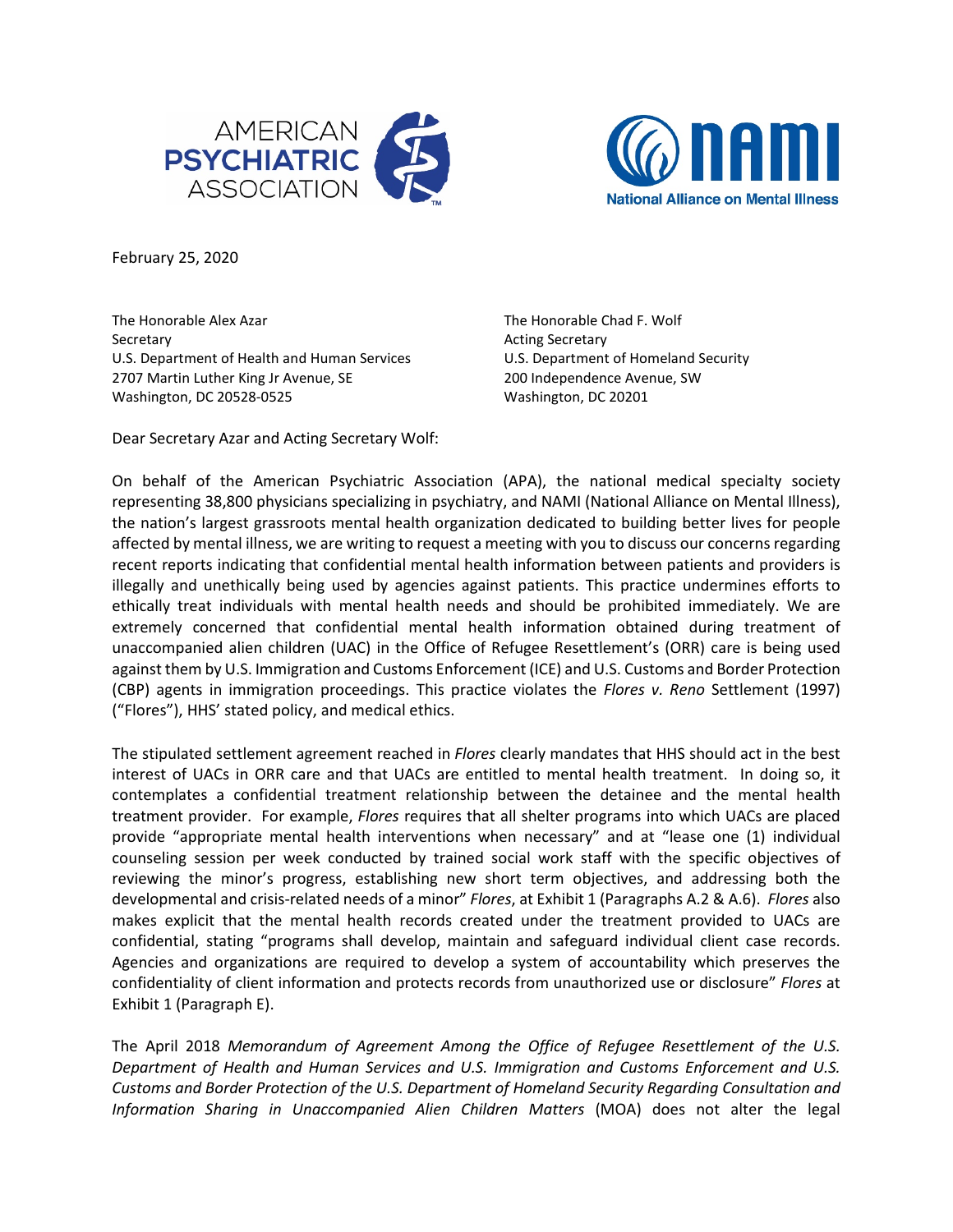AMERICAN PSYCHIATRIC ASSOCIATION

NAMI National Alliance on Mental Illness

February 25, 2020

The Honorable Alex Azar
Secretary
U.S. Department of Health and Human Services
2707 Martin Luther King Jr Avenue, SE
Washington, DC 20528-0525

The Honorable Chad F. Wolf
Acting Secretary
U.S. Department of Homeland Security
200 Independence Avenue, SW
Washington, DC 20201

Dear Secretary Azar and Acting Secretary Wolf:

On behalf of the American Psychiatric Association (APA), the national medical specialty society representing 38,800 physicians specializing in psychiatry, and NAMI (National Alliance on Mental Illness), the nation's largest grassroots mental health organization dedicated to building better lives for people affected by mental illness, we are writing to request a meeting with you to discuss our concerns regarding recent reports indicating that confidential mental health information between patients and providers is illegally and unethically being used by agencies against patients. This practice undermines efforts to ethically treat individuals with mental health needs and should be prohibited immediately. We are extremely concerned that confidential mental health information obtained during treatment of unaccompanied alien children (UAC) in the Office of Refugee Resettlement's (ORR) care is being used against them by U.S. Immigration and Customs Enforcement (ICE) and U.S. Customs and Border Protection (CBP) agents in immigration proceedings. This practice violates the *Flores v. Reno* Settlement (1997) ("Flores"), HHS' stated policy, and medical ethics.

The stipulated settlement agreement reached in *Flores* clearly mandates that HHS should act in the best interest of UACs in ORR care and that UACs are entitled to mental health treatment. In doing so, it contemplates a confidential treatment relationship between the detainee and the mental health treatment provider. For example, *Flores* requires that all shelter programs into which UACs are placed provide "appropriate mental health interventions when necessary" and at "lease one (1) individual counseling session per week conducted by trained social work staff with the specific objectives of reviewing the minor's progress, establishing new short term objectives, and addressing both the developmental and crisis-related needs of a minor" *Flores*, at Exhibit 1 (Paragraphs A.2 & A.6). *Flores* also makes explicit that the mental health records created under the treatment provided to UACs are confidential, stating "programs shall develop, maintain and safeguard individual client case records. Agencies and organizations are required to develop a system of accountability which preserves the confidentiality of client information and protects records from unauthorized use or disclosure" *Flores* at Exhibit 1 (Paragraph E).

The April 2018 *Memorandum of Agreement Among the Office of Refugee Resettlement of the U.S. Department of Health and Human Services and U.S. Immigration and Customs Enforcement and U.S. Customs and Border Protection of the U.S. Department of Homeland Security Regarding Consultation and Information Sharing in Unaccompanied Alien Children Matters* (MOA) does not alter the legal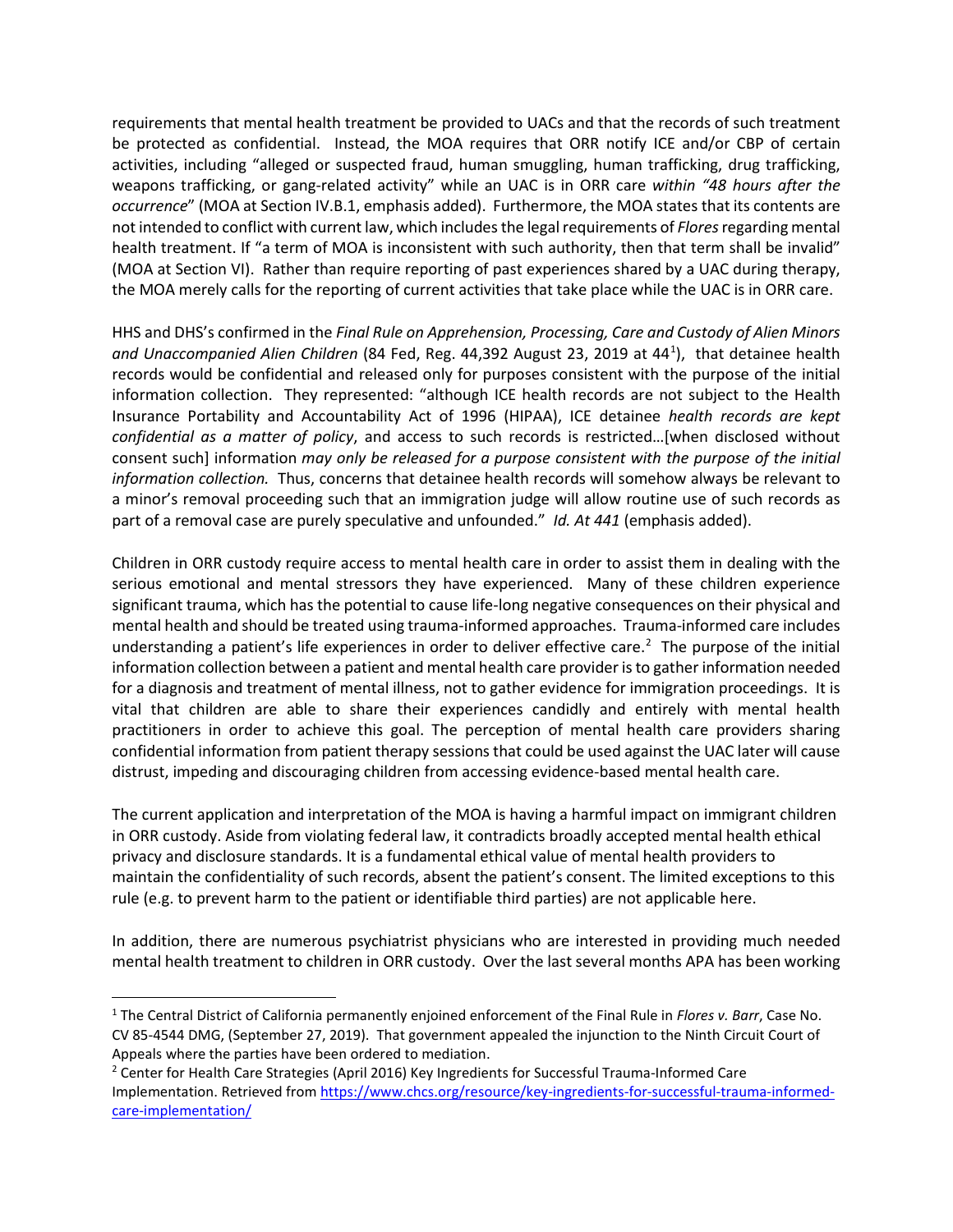requirements that mental health treatment be provided to UACs and that the records of such treatment be protected as confidential. Instead, the MOA requires that ORR notify ICE and/or CBP of certain activities, including "alleged or suspected fraud, human smuggling, human trafficking, drug trafficking, weapons trafficking, or gang-related activity" while an UAC is in ORR care *within "48 hours after the occurrence*" (MOA at Section IV.B.1, emphasis added). Furthermore, the MOA states that its contents are not intended to conflict with current law, which includes the legal requirements of *Flores* regarding mental health treatment. If "a term of MOA is inconsistent with such authority, then that term shall be invalid" (MOA at Section VI). Rather than require reporting of past experiences shared by a UAC during therapy, the MOA merely calls for the reporting of current activities that take place while the UAC is in ORR care.

HHS and DHS's confirmed in the *Final Rule on Apprehension, Processing, Care and Custody of Alien Minors and Unaccompanied Alien Children* (84 Fed, Reg. 44,392 August 23, 2019 at 44[1]), that detainee health records would be confidential and released only for purposes consistent with the purpose of the initial information collection. They represented: "although ICE health records are not subject to the Health Insurance Portability and Accountability Act of 1996 (HIPAA), ICE detainee *health records are kept confidential as a matter of policy*, and access to such records is restricted…[when disclosed without consent such] information *may only be released for a purpose consistent with the purpose of the initial information collection.* Thus, concerns that detainee health records will somehow always be relevant to a minor's removal proceeding such that an immigration judge will allow routine use of such records as part of a removal case are purely speculative and unfounded." *Id. At 441* (emphasis added).

Children in ORR custody require access to mental health care in order to assist them in dealing with the serious emotional and mental stressors they have experienced. Many of these children experience significant trauma, which has the potential to cause life-long negative consequences on their physical and mental health and should be treated using trauma-informed approaches. Trauma-informed care includes understanding a patient's life experiences in order to deliver effective care.[2] The purpose of the initial information collection between a patient and mental health care provider is to gather information needed for a diagnosis and treatment of mental illness, not to gather evidence for immigration proceedings. It is vital that children are able to share their experiences candidly and entirely with mental health practitioners in order to achieve this goal. The perception of mental health care providers sharing confidential information from patient therapy sessions that could be used against the UAC later will cause distrust, impeding and discouraging children from accessing evidence-based mental health care.

The current application and interpretation of the MOA is having a harmful impact on immigrant children in ORR custody. Aside from violating federal law, it contradicts broadly accepted mental health ethical privacy and disclosure standards. It is a fundamental ethical value of mental health providers to maintain the confidentiality of such records, absent the patient's consent. The limited exceptions to this rule (e.g. to prevent harm to the patient or identifiable third parties) are not applicable here.

In addition, there are numerous psychiatrist physicians who are interested in providing much needed mental health treatment to children in ORR custody. Over the last several months APA has been working

---

[1] The Central District of California permanently enjoined enforcement of the Final Rule in *Flores v. Barr*, Case No. CV 85-4544 DMG, (September 27, 2019). That government appealed the injunction to the Ninth Circuit Court of Appeals where the parties have been ordered to mediation.

[2] Center for Health Care Strategies (April 2016) Key Ingredients for Successful Trauma-Informed Care Implementation. Retrieved from https://www.chcs.org/resource/key-ingredients-for-successful-trauma-informed-care-implementation/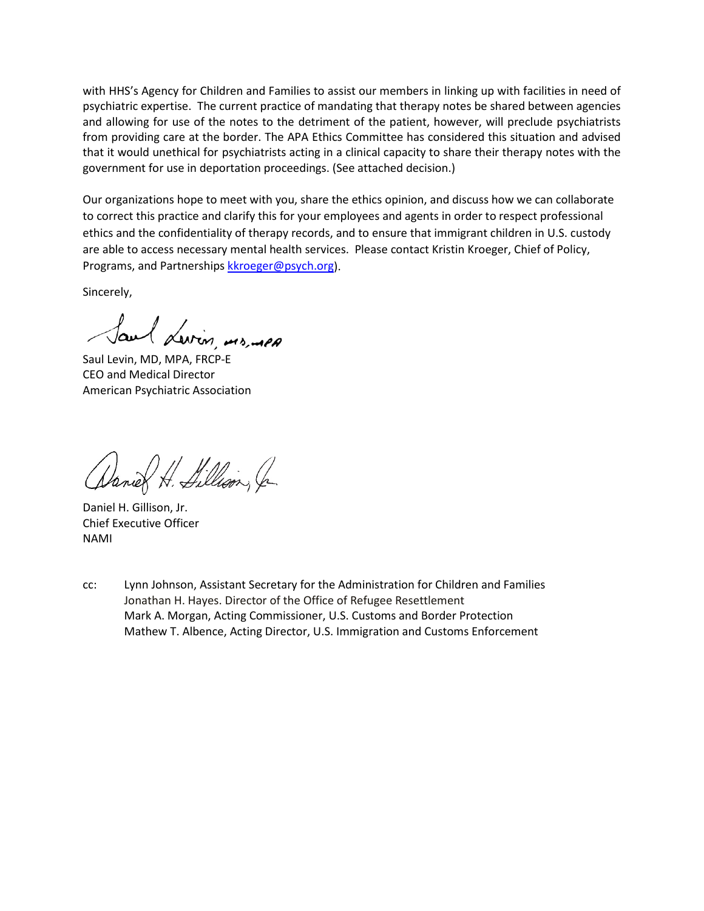with HHS's Agency for Children and Families to assist our members in linking up with facilities in need of psychiatric expertise. The current practice of mandating that therapy notes be shared between agencies and allowing for use of the notes to the detriment of the patient, however, will preclude psychiatrists from providing care at the border. The APA Ethics Committee has considered this situation and advised that it would unethical for psychiatrists acting in a clinical capacity to share their therapy notes with the government for use in deportation proceedings. (See attached decision.)

Our organizations hope to meet with you, share the ethics opinion, and discuss how we can collaborate to correct this practice and clarify this for your employees and agents in order to respect professional ethics and the confidentiality of therapy records, and to ensure that immigrant children in U.S. custody are able to access necessary mental health services. Please contact Kristin Kroeger, Chief of Policy, Programs, and Partnerships kkroeger@psych.org).

Sincerely,

Saul Levin, MD, MPA

Saul Levin, MD, MPA, FRCP-E
CEO and Medical Director
American Psychiatric Association

Daniel H. Gillison, Jr.

Daniel H. Gillison, Jr.
Chief Executive Officer
NAMI

cc: Lynn Johnson, Assistant Secretary for the Administration for Children and Families
Jonathan H. Hayes. Director of the Office of Refugee Resettlement
Mark A. Morgan, Acting Commissioner, U.S. Customs and Border Protection
Mathew T. Albence, Acting Director, U.S. Immigration and Customs Enforcement